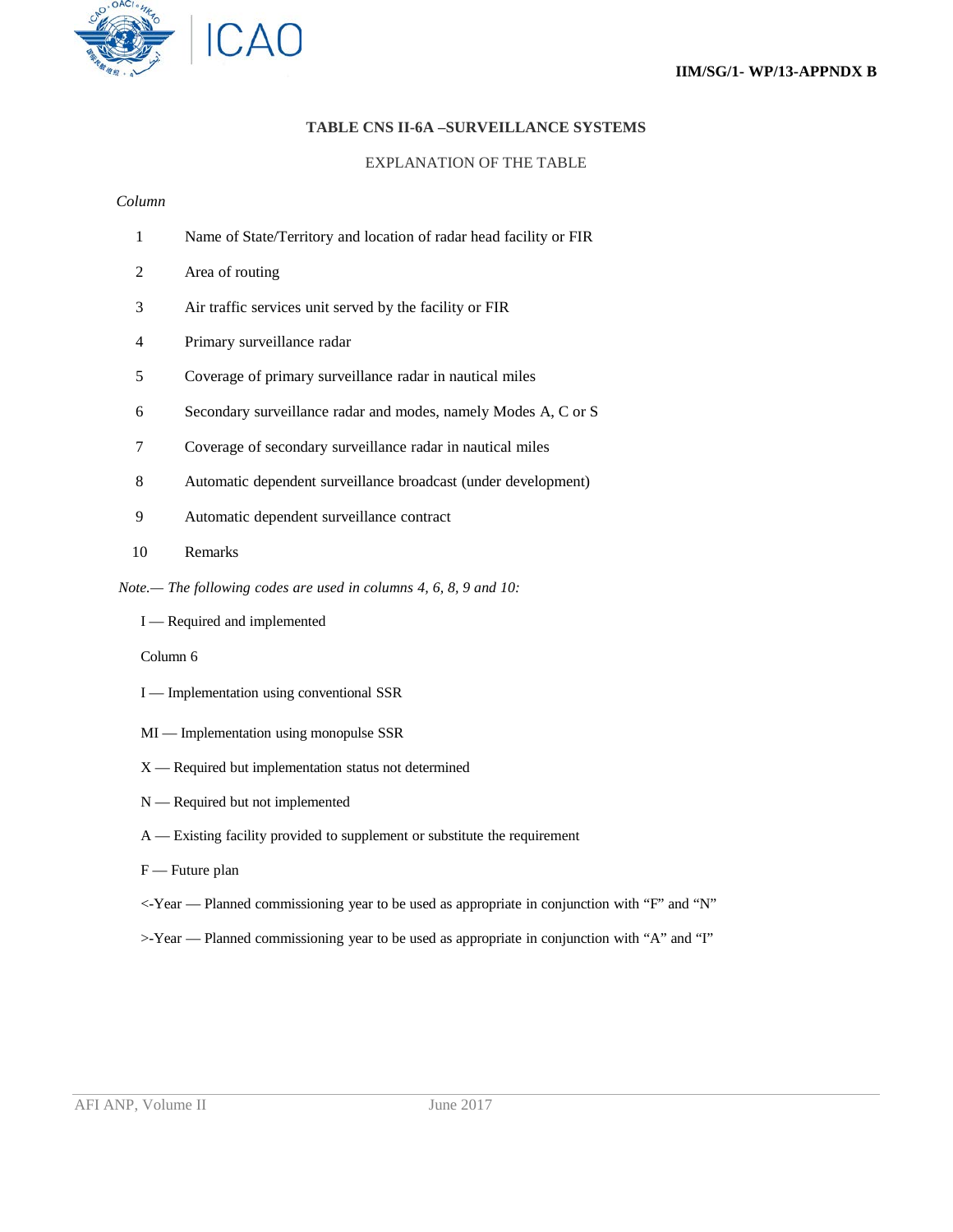IIM/SG/1- WP/13-APPNDX B

# TABLE CNS II-6A –SURVEILLANCE SYSTEMS

## EXPLANATION OF THE TABLE

*Column*

| | |
|---|---|
| 1 | Name of State/Territory and location of radar head facility or FIR |
| 2 | Area of routing |
| 3 | Air traffic services unit served by the facility or FIR |
| 4 | Primary surveillance radar |
| 5 | Coverage of primary surveillance radar in nautical miles |
| 6 | Secondary surveillance radar and modes, namely Modes A, C or S |
| 7 | Coverage of secondary surveillance radar in nautical miles |
| 8 | Automatic dependent surveillance broadcast (under development) |
| 9 | Automatic dependent surveillance contract |
| 10 | Remarks |

*Note.— The following codes are used in columns 4, 6, 8, 9 and 10:*

I — Required and implemented

Column 6

I — Implementation using conventional SSR

MI — Implementation using monopulse SSR

X — Required but implementation status not determined

N — Required but not implemented

A — Existing facility provided to supplement or substitute the requirement

F — Future plan

<-Year — Planned commissioning year to be used as appropriate in conjunction with "F" and "N"

>-Year — Planned commissioning year to be used as appropriate in conjunction with "A" and "I"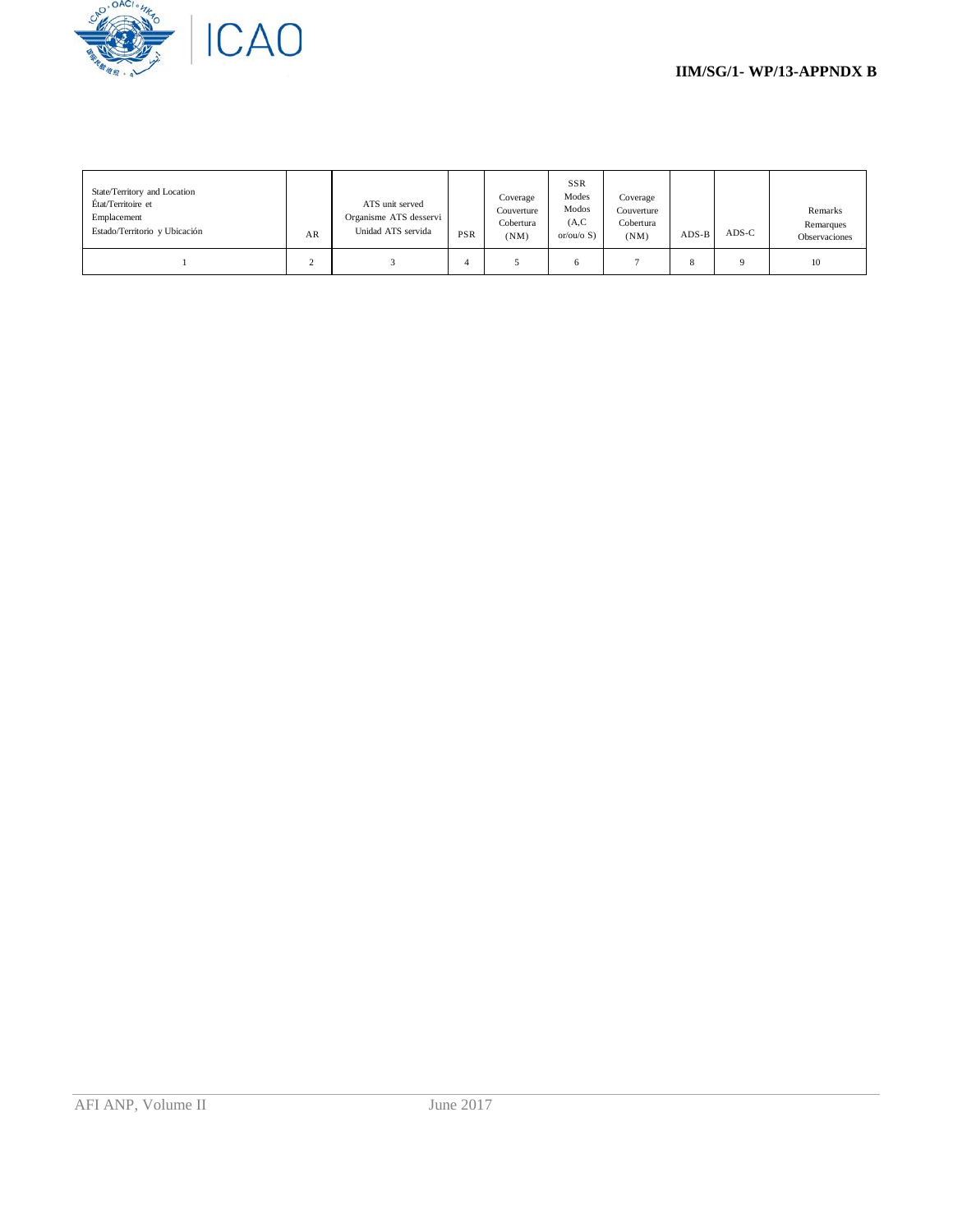| State/Territory and Location<br>État/Territoire et<br>Emplacement<br>Estado/Territorio y Ubicación | AR | ATS unit served<br>Organisme ATS desservi<br>Unidad ATS servida | PSR | Coverage<br>Couverture<br>Cobertura<br>(NM) | SSR<br>Modes<br>Modos<br>(A,C<br>or/ou/o S) | Coverage<br>Couverture<br>Cobertura<br>(NM) | ADS-B | ADS-C | Remarks<br>Remarques<br>Observaciones |
|---|---|---|---|---|---|---|---|---|---|
| 1 | 2 | 3 | 4 | 5 | 6 | 7 | 8 | 9 | 10 |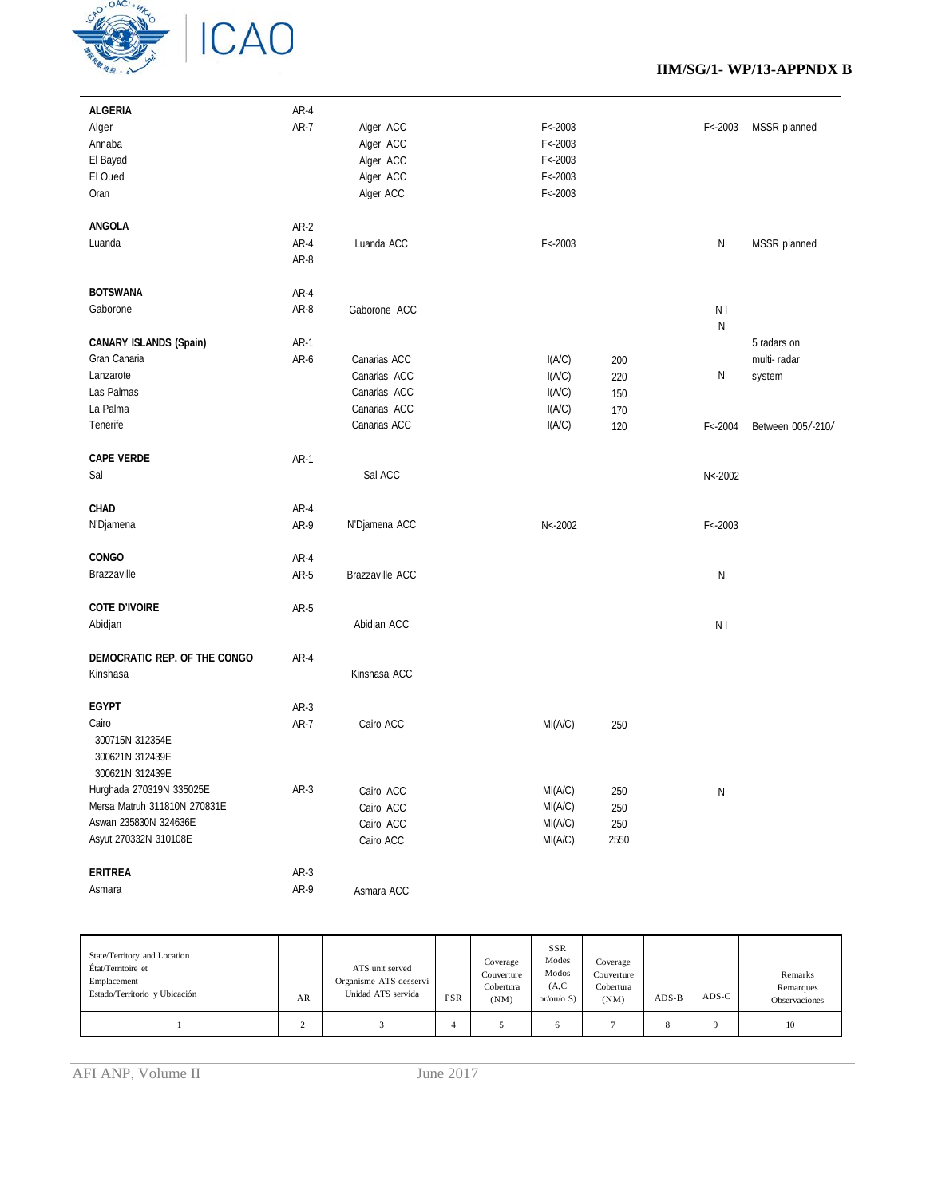| State/Territory and Location<br>État/Territoire et Emplacement<br>Estado/Territorio y Ubicación | AR | ATS unit served<br>Organisme ATS desservi<br>Unidad ATS servida | PSR | Coverage<br>Couverture<br>Cobertura<br>(NM) | SSR Modes<br>Modos<br>(A,C or/ou/o S) | Coverage<br>Couverture<br>Cobertura<br>(NM) | ADS-B | ADS-C | Remarks<br>Remarques<br>Observaciones |
|---|---|---|---|---|---|---|---|---|---|
| 1 | 2 | 3 | 4 | 5 | 6 | 7 | 8 | 9 | 10 |
| **ALGERIA** | AR-4 | | | | | | | | |
| Alger | AR-7 | Alger ACC | | | F<-2003 | | | F<-2003 | MSSR planned |
| Annaba | | Alger ACC | | | F<-2003 | | | | |
| El Bayad | | Alger ACC | | | F<-2003 | | | | |
| El Oued | | Alger ACC | | | F<-2003 | | | | |
| Oran | | Alger ACC | | | F<-2003 | | | | |
| **ANGOLA** | AR-2 | | | | | | | | |
| Luanda | AR-4<br>AR-8 | Luanda ACC | | | F<-2003 | | | N | MSSR planned |
| **BOTSWANA** | AR-4 | | | | | | | | |
| Gaborone | AR-8 | Gaborone ACC | | | | | | N I<br>N | |
| **CANARY ISLANDS (Spain)** | AR-1 | | | | | | | | 5 radars on multi- radar system |
| Gran Canaria | AR-6 | Canarias ACC | | | I(A/C) | 200 | | | |
| Lanzarote | | Canarias ACC | | | I(A/C) | 220 | | N | |
| Las Palmas | | Canarias ACC | | | I(A/C) | 150 | | | |
| La Palma | | Canarias ACC | | | I(A/C) | 170 | | | |
| Tenerife | | Canarias ACC | | | I(A/C) | 120 | | F<-2004 | Between 005/-210/ |
| **CAPE VERDE** | AR-1 | | | | | | | | |
| Sal | | Sal ACC | | | | | | N<-2002 | |
| **CHAD** | AR-4 | | | | | | | | |
| N'Djamena | AR-9 | N'Djamena ACC | | | N<-2002 | | | F<-2003 | |
| **CONGO** | AR-4 | | | | | | | | |
| Brazzaville | AR-5 | Brazzaville ACC | | | | | | N | |
| **COTE D'IVOIRE** | AR-5 | | | | | | | | |
| Abidjan | | Abidjan ACC | | | | | | N I | |
| **DEMOCRATIC REP. OF THE CONGO** | AR-4 | | | | | | | | |
| Kinshasa | | Kinshasa ACC | | | | | | | |
| **EGYPT** | AR-3 | | | | | | | | |
| Cairo<br>300715N 312354E<br>300621N 312439E<br>300621N 312439E | AR-7 | Cairo ACC | | | MI(A/C) | 250 | | | |
| Hurghada 270319N 335025E | AR-3 | Cairo ACC | | | MI(A/C) | 250 | | N | |
| Mersa Matruh 311810N 270831E | | Cairo ACC | | | MI(A/C) | 250 | | | |
| Aswan 235830N 324636E | | Cairo ACC | | | MI(A/C) | 250 | | | |
| Asyut 270332N 310108E | | Cairo ACC | | | MI(A/C) | 2550 | | | |
| **ERITREA** | AR-3 | | | | | | | | |
| Asmara | AR-9 | Asmara ACC | | | | | | | |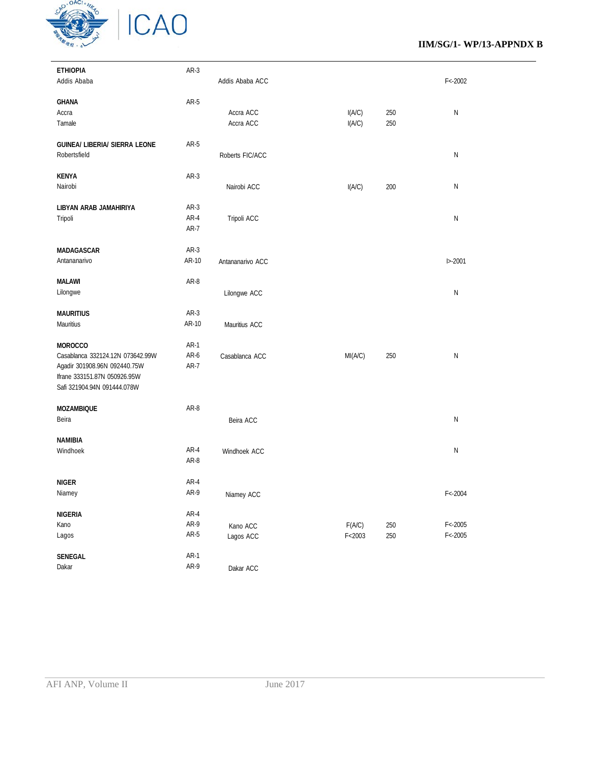| | | | | | |
|---|---|---|---|---|---|
| **ETHIOPIA** | AR-3 | | | | |
| Addis Ababa | | Addis Ababa ACC | | | F<-2002 |
| **GHANA** | AR-5 | | | | |
| Accra | | Accra ACC | I(A/C) | 250 | N |
| Tamale | | Accra ACC | I(A/C) | 250 | |
| **GUINEA/ LIBERIA/ SIERRA LEONE** | AR-5 | | | | |
| Robertsfield | | Roberts FIC/ACC | | | N |
| **KENYA** | AR-3 | | | | |
| Nairobi | | Nairobi ACC | I(A/C) | 200 | N |
| **LIBYAN ARAB JAMAHIRIYA** | AR-3 | | | | |
| Tripoli | AR-4<br>AR-7 | Tripoli ACC | | | N |
| **MADAGASCAR** | AR-3 | | | | |
| Antananarivo | AR-10 | Antananarivo ACC | | | I>-2001 |
| **MALAWI** | AR-8 | | | | |
| Lilongwe | | Lilongwe ACC | | | N |
| **MAURITIUS** | AR-3 | | | | |
| Mauritius | AR-10 | Mauritius ACC | | | |
| **MOROCCO** | AR-1 | | | | |
| Casablanca 332124.12N 073642.99W<br>Agadir 301908.96N 092440.75W<br>Ifrane 333151.87N 050926.95W<br>Safi 321904.94N 091444.078W | AR-6<br>AR-7 | Casablanca ACC | MI(A/C) | 250 | N |
| **MOZAMBIQUE** | AR-8 | | | | |
| Beira | | Beira ACC | | | N |
| **NAMIBIA** | | | | | |
| Windhoek | AR-4<br>AR-8 | Windhoek ACC | | | N |
| **NIGER** | AR-4 | | | | |
| Niamey | AR-9 | Niamey ACC | | | F<-2004 |
| **NIGERIA** | AR-4 | | | | |
| Kano | AR-9 | Kano ACC | F(A/C) | 250 | F<-2005 |
| Lagos | AR-5 | Lagos ACC | F<2003 | 250 | F<-2005 |
| **SENEGAL** | AR-1 | | | | |
| Dakar | AR-9 | Dakar ACC | | | |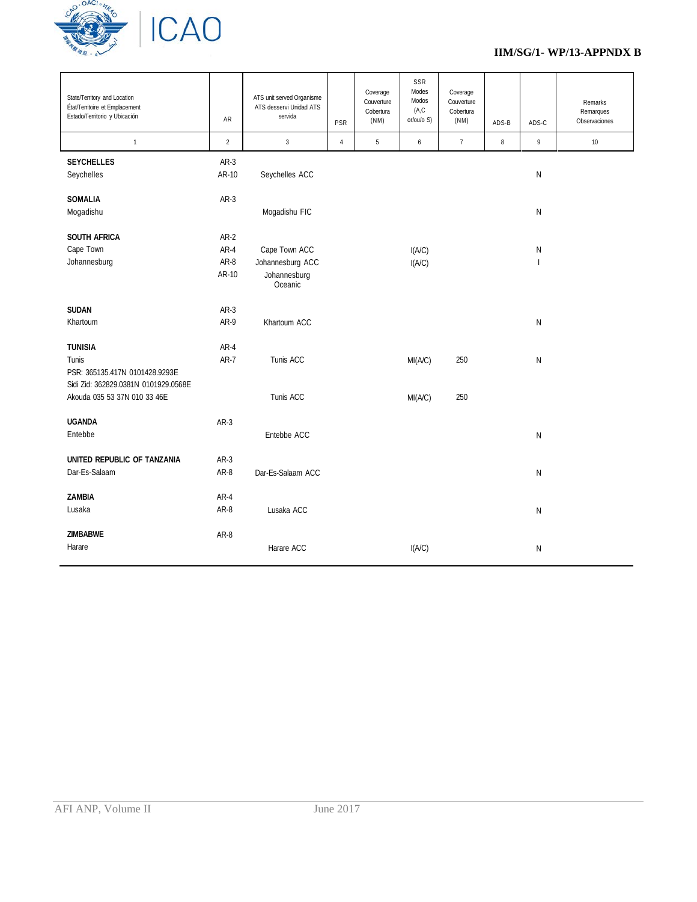| State/Territory and Location État/Territoire et Emplacement Estado/Territorio y Ubicación | AR | ATS unit served Organisme ATS desservi Unidad ATS servida | PSR | Coverage Couverture Cobertura (NM) | SSR Modes Modos (A,C or/ou/o S) | Coverage Couverture Cobertura (NM) | ADS-B | ADS-C | Remarks Remarques Observaciones |
|---|---|---|---|---|---|---|---|---|---|
| 1 | 2 | 3 | 4 | 5 | 6 | 7 | 8 | 9 | 10 |
| **SEYCHELLES** | AR-3 | | | | | | | | |
| Seychelles | AR-10 | Seychelles ACC | | | | | | N | |
| **SOMALIA** | AR-3 | | | | | | | | |
| Mogadishu | | Mogadishu FIC | | | | | | N | |
| **SOUTH AFRICA** | AR-2 | | | | | | | | |
| Cape Town | AR-4 | Cape Town ACC | | | I(A/C) | | | N | |
| Johannesburg | AR-8 | Johannesburg ACC | | | I(A/C) | | | I | |
| | AR-10 | Johannesburg Oceanic | | | | | | | |
| **SUDAN** | AR-3 | | | | | | | | |
| Khartoum | AR-9 | Khartoum ACC | | | | | | N | |
| **TUNISIA** | AR-4 | | | | | | | | |
| Tunis | AR-7 | Tunis ACC | | | MI(A/C) | 250 | | N | |
| PSR: 365135.417N 0101428.9293E | | | | | | | | | |
| Sidi Zid: 362829.0381N 0101929.0568E | | | | | | | | | |
| Akouda 035 53 37N 010 33 46E | | Tunis ACC | | | MI(A/C) | 250 | | | |
| **UGANDA** | AR-3 | | | | | | | | |
| Entebbe | | Entebbe ACC | | | | | | N | |
| **UNITED REPUBLIC OF TANZANIA** | AR-3 | | | | | | | | |
| Dar-Es-Salaam | AR-8 | Dar-Es-Salaam ACC | | | | | | N | |
| **ZAMBIA** | AR-4 | | | | | | | | |
| Lusaka | AR-8 | Lusaka ACC | | | | | | N | |
| **ZIMBABWE** | AR-8 | | | | | | | | |
| Harare | | Harare ACC | | | I(A/C) | | | N | |